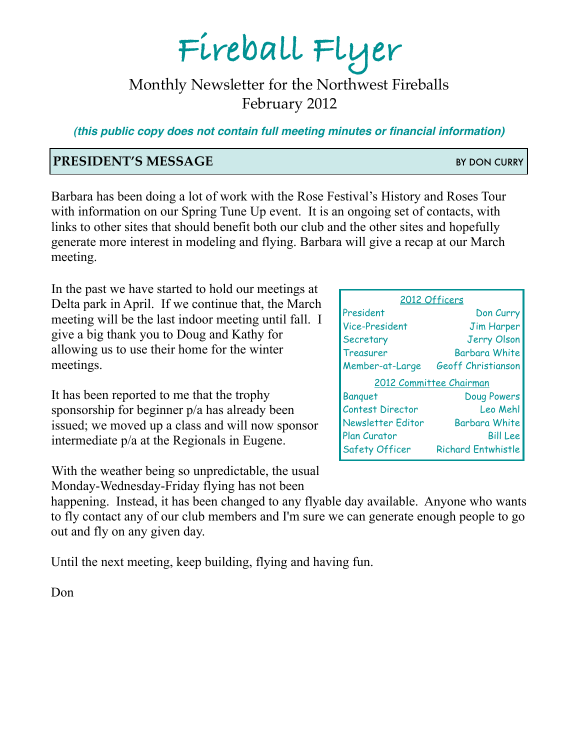# Fireball Flyer

Monthly Newsletter for the Northwest Fireballs
February 2012

***(this public copy does not contain full meeting minutes or financial information)***

## PRESIDENT'S MESSAGE

BY DON CURRY

Barbara has been doing a lot of work with the Rose Festival's History and Roses Tour with information on our Spring Tune Up event. It is an ongoing set of contacts, with links to other sites that should benefit both our club and the other sites and hopefully generate more interest in modeling and flying. Barbara will give a recap at our March meeting.

In the past we have started to hold our meetings at Delta park in April. If we continue that, the March meeting will be the last indoor meeting until fall. I give a big thank you to Doug and Kathy for allowing us to use their home for the winter meetings.

It has been reported to me that the trophy sponsorship for beginner p/a has already been issued; we moved up a class and will now sponsor intermediate p/a at the Regionals in Eugene.

With the weather being so unpredictable, the usual Monday-Wednesday-Friday flying has not been happening. Instead, it has been changed to any flyable day available. Anyone who wants to fly contact any of our club members and I'm sure we can generate enough people to go out and fly on any given day.

Until the next meeting, keep building, flying and having fun.

Don

| 2012 Officers | |
|---|---|
| President | Don Curry |
| Vice-President | Jim Harper |
| Secretary | Jerry Olson |
| Treasurer | Barbara White |
| Member-at-Large | Geoff Christianson |
| **2012 Committee Chairman** | |
| Banquet | Doug Powers |
| Contest Director | Leo Mehl |
| Newsletter Editor | Barbara White |
| Plan Curator | Bill Lee |
| Safety Officer | Richard Entwhistle |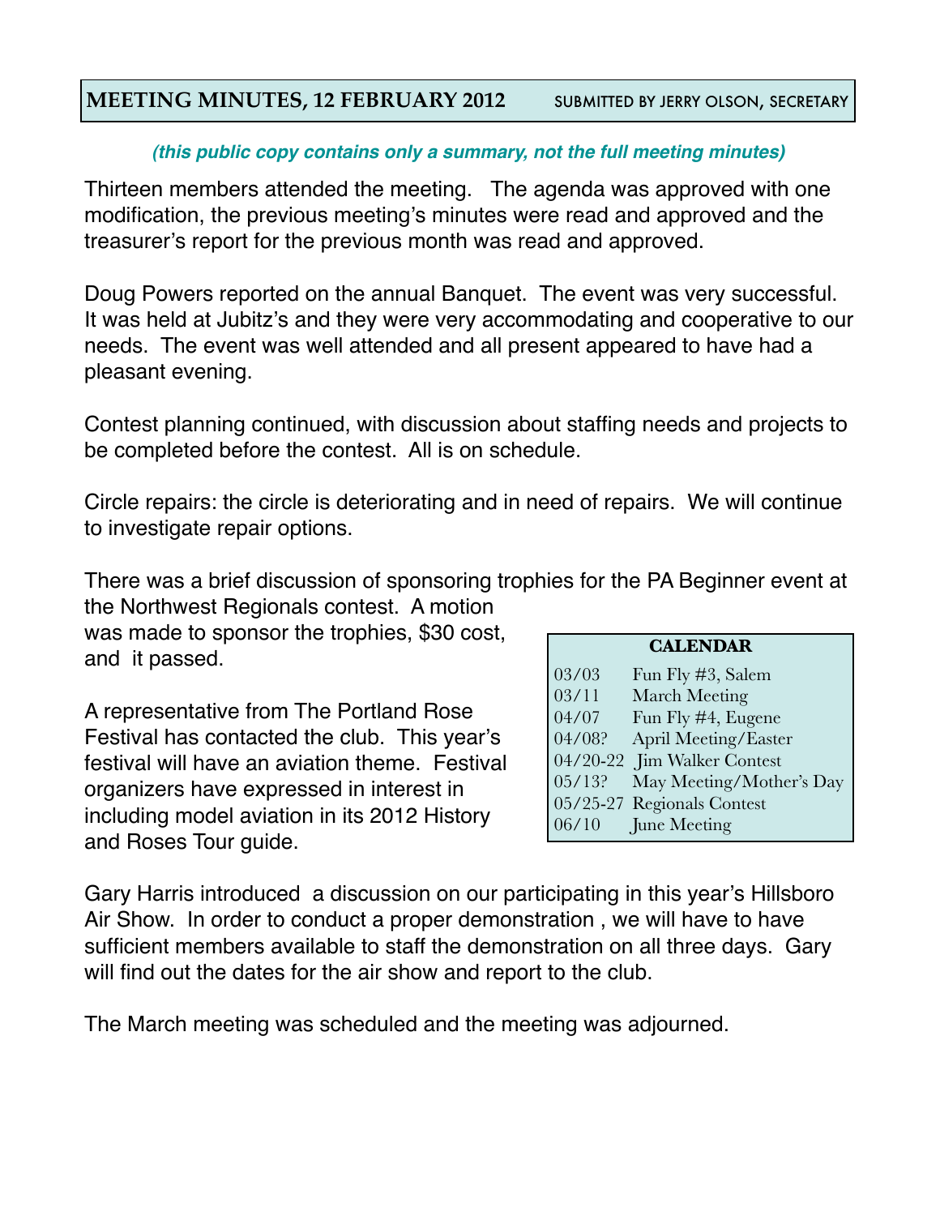## MEETING MINUTES, 12 FEBRUARY 2012 — SUBMITTED BY JERRY OLSON, SECRETARY

***(this public copy contains only a summary, not the full meeting minutes)***

Thirteen members attended the meeting. The agenda was approved with one modification, the previous meeting's minutes were read and approved and the treasurer's report for the previous month was read and approved.

Doug Powers reported on the annual Banquet. The event was very successful. It was held at Jubitz's and they were very accommodating and cooperative to our needs. The event was well attended and all present appeared to have had a pleasant evening.

Contest planning continued, with discussion about staffing needs and projects to be completed before the contest. All is on schedule.

Circle repairs: the circle is deteriorating and in need of repairs. We will continue to investigate repair options.

There was a brief discussion of sponsoring trophies for the PA Beginner event at the Northwest Regionals contest. A motion was made to sponsor the trophies, $30 cost, and it passed.

A representative from The Portland Rose Festival has contacted the club. This year's festival will have an aviation theme. Festival organizers have expressed in interest in including model aviation in its 2012 History and Roses Tour guide.

Gary Harris introduced a discussion on our participating in this year's Hillsboro Air Show. In order to conduct a proper demonstration , we will have to have sufficient members available to staff the demonstration on all three days. Gary will find out the dates for the air show and report to the club.

The March meeting was scheduled and the meeting was adjourned.

| CALENDAR | |
|---|---|
| 03/03 | Fun Fly #3, Salem |
| 03/11 | March Meeting |
| 04/07 | Fun Fly #4, Eugene |
| 04/08? | April Meeting/Easter |
| 04/20-22 | Jim Walker Contest |
| 05/13? | May Meeting/Mother's Day |
| 05/25-27 | Regionals Contest |
| 06/10 | June Meeting |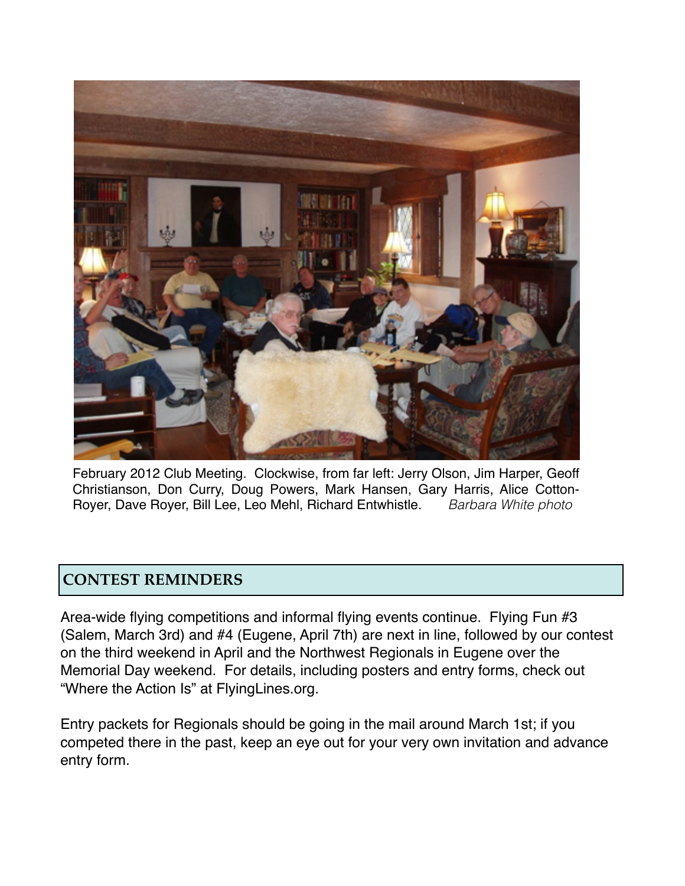February 2012 Club Meeting. Clockwise, from far left: Jerry Olson, Jim Harper, Geoff Christianson, Don Curry, Doug Powers, Mark Hansen, Gary Harris, Alice Cotton-Royer, Dave Royer, Bill Lee, Leo Mehl, Richard Entwhistle. *Barbara White photo*

## CONTEST REMINDERS

Area-wide flying competitions and informal flying events continue. Flying Fun #3 (Salem, March 3rd) and #4 (Eugene, April 7th) are next in line, followed by our contest on the third weekend in April and the Northwest Regionals in Eugene over the Memorial Day weekend. For details, including posters and entry forms, check out "Where the Action Is" at FlyingLines.org.

Entry packets for Regionals should be going in the mail around March 1st; if you competed there in the past, keep an eye out for your very own invitation and advance entry form.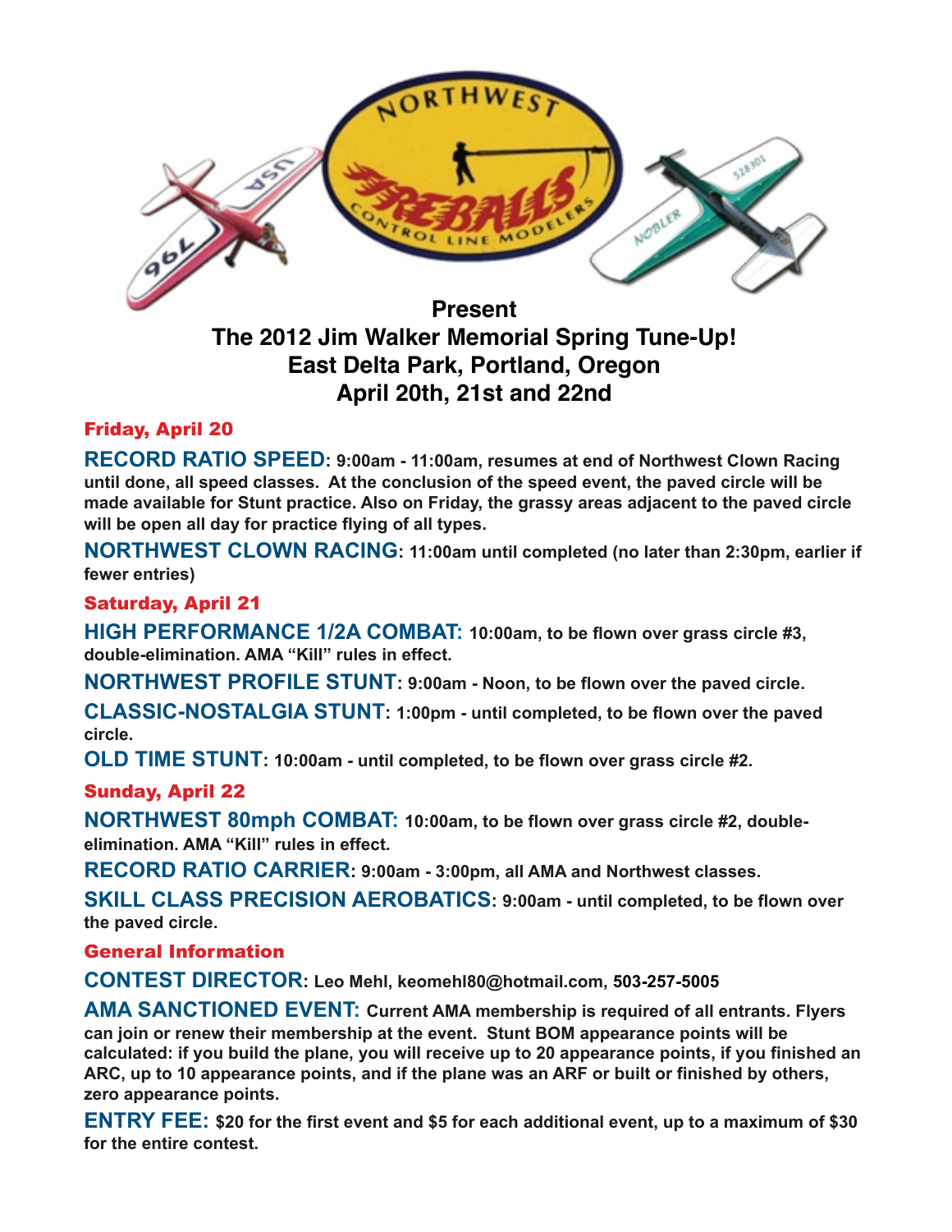Present

# The 2012 Jim Walker Memorial Spring Tune-Up!

## East Delta Park, Portland, Oregon

## April 20th, 21st and 22nd

### Friday, April 20

**RECORD RATIO SPEED: 9:00am - 11:00am, resumes at end of Northwest Clown Racing until done, all speed classes. At the conclusion of the speed event, the paved circle will be made available for Stunt practice. Also on Friday, the grassy areas adjacent to the paved circle will be open all day for practice flying of all types.**

**NORTHWEST CLOWN RACING: 11:00am until completed (no later than 2:30pm, earlier if fewer entries)**

### Saturday, April 21

**HIGH PERFORMANCE 1/2A COMBAT: 10:00am, to be flown over grass circle #3, double-elimination. AMA "Kill" rules in effect.**

**NORTHWEST PROFILE STUNT: 9:00am - Noon, to be flown over the paved circle.**

**CLASSIC-NOSTALGIA STUNT: 1:00pm - until completed, to be flown over the paved circle.**

**OLD TIME STUNT: 10:00am - until completed, to be flown over grass circle #2.**

### Sunday, April 22

**NORTHWEST 80mph COMBAT: 10:00am, to be flown over grass circle #2, double-elimination. AMA "Kill" rules in effect.**

**RECORD RATIO CARRIER: 9:00am - 3:00pm, all AMA and Northwest classes.**

**SKILL CLASS PRECISION AEROBATICS: 9:00am - until completed, to be flown over the paved circle.**

### General Information

**CONTEST DIRECTOR: Leo Mehl, keomehl80@hotmail.com, 503-257-5005**

**AMA SANCTIONED EVENT: Current AMA membership is required of all entrants. Flyers can join or renew their membership at the event. Stunt BOM appearance points will be calculated: if you build the plane, you will receive up to 20 appearance points, if you finished an ARC, up to 10 appearance points, and if the plane was an ARF or built or finished by others, zero appearance points.**

**ENTRY FEE: $20 for the first event and $5 for each additional event, up to a maximum of $30 for the entire contest.**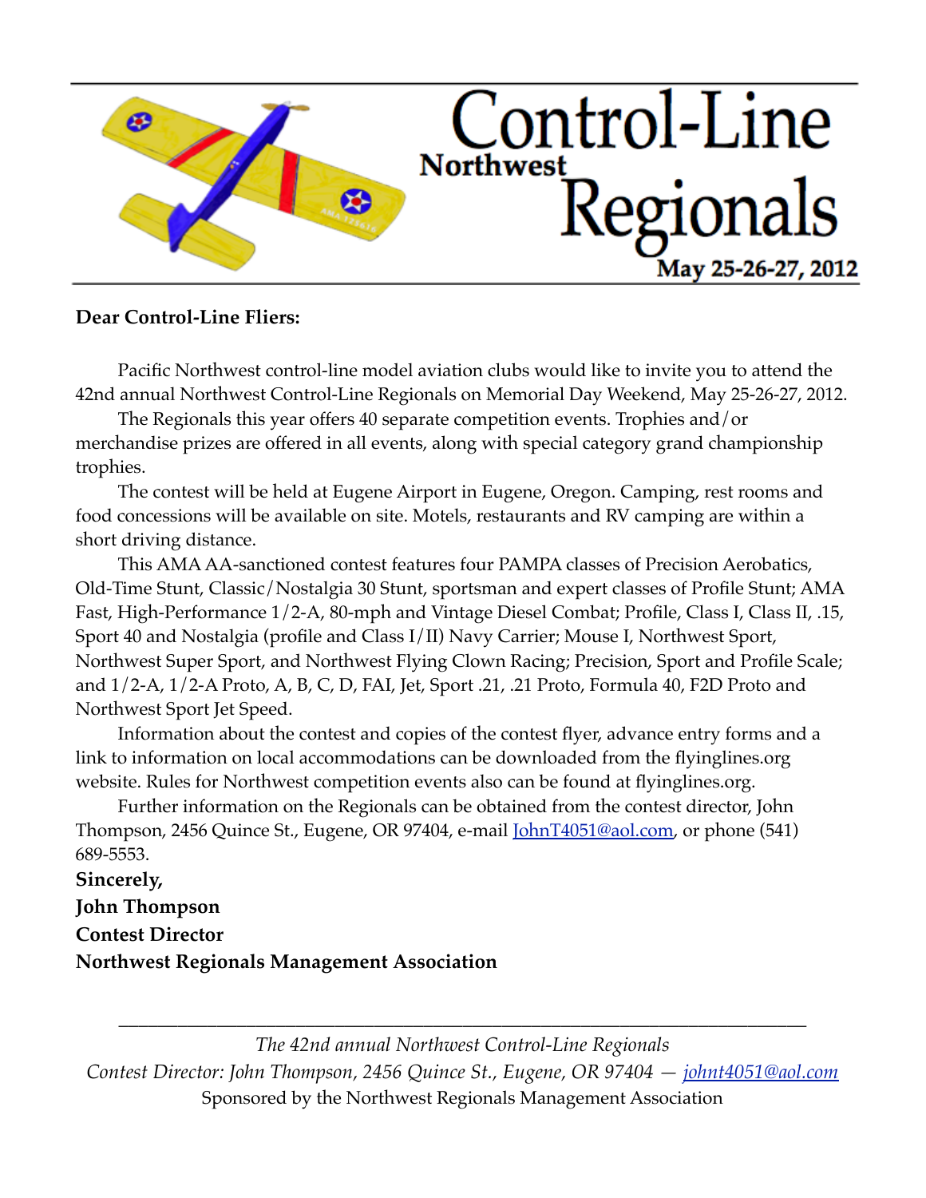# Control-Line Northwest Regionals

**May 25-26-27, 2012**

**Dear Control-Line Fliers:**

Pacific Northwest control-line model aviation clubs would like to invite you to attend the 42nd annual Northwest Control-Line Regionals on Memorial Day Weekend, May 25-26-27, 2012.

The Regionals this year offers 40 separate competition events. Trophies and/or merchandise prizes are offered in all events, along with special category grand championship trophies.

The contest will be held at Eugene Airport in Eugene, Oregon. Camping, rest rooms and food concessions will be available on site. Motels, restaurants and RV camping are within a short driving distance.

This AMA AA-sanctioned contest features four PAMPA classes of Precision Aerobatics, Old-Time Stunt, Classic/Nostalgia 30 Stunt, sportsman and expert classes of Profile Stunt; AMA Fast, High-Performance 1/2-A, 80-mph and Vintage Diesel Combat; Profile, Class I, Class II, .15, Sport 40 and Nostalgia (profile and Class I/II) Navy Carrier; Mouse I, Northwest Sport, Northwest Super Sport, and Northwest Flying Clown Racing; Precision, Sport and Profile Scale; and 1/2-A, 1/2-A Proto, A, B, C, D, FAI, Jet, Sport .21, .21 Proto, Formula 40, F2D Proto and Northwest Sport Jet Speed.

Information about the contest and copies of the contest flyer, advance entry forms and a link to information on local accommodations can be downloaded from the flyinglines.org website. Rules for Northwest competition events also can be found at flyinglines.org.

Further information on the Regionals can be obtained from the contest director, John Thompson, 2456 Quince St., Eugene, OR 97404, e-mail JohnT4051@aol.com, or phone (541) 689-5553.

**Sincerely,**
**John Thompson**
**Contest Director**
**Northwest Regionals Management Association**

---

*The 42nd annual Northwest Control-Line Regionals*
*Contest Director: John Thompson, 2456 Quince St., Eugene, OR 97404 — johnt4051@aol.com*
Sponsored by the Northwest Regionals Management Association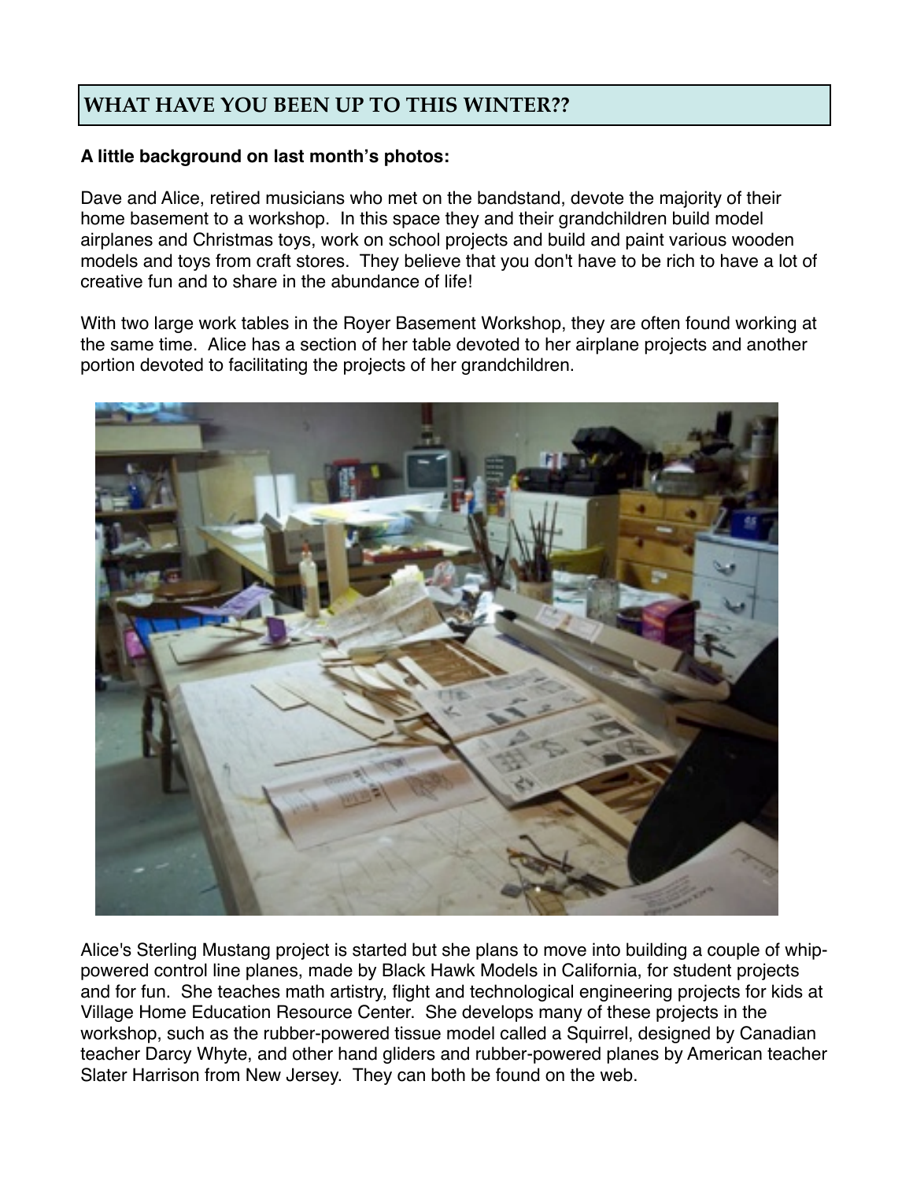## WHAT HAVE YOU BEEN UP TO THIS WINTER??

**A little background on last month's photos:**

Dave and Alice, retired musicians who met on the bandstand, devote the majority of their home basement to a workshop. In this space they and their grandchildren build model airplanes and Christmas toys, work on school projects and build and paint various wooden models and toys from craft stores. They believe that you don't have to be rich to have a lot of creative fun and to share in the abundance of life!

With two large work tables in the Royer Basement Workshop, they are often found working at the same time. Alice has a section of her table devoted to her airplane projects and another portion devoted to facilitating the projects of her grandchildren.

Alice's Sterling Mustang project is started but she plans to move into building a couple of whip-powered control line planes, made by Black Hawk Models in California, for student projects and for fun. She teaches math artistry, flight and technological engineering projects for kids at Village Home Education Resource Center. She develops many of these projects in the workshop, such as the rubber-powered tissue model called a Squirrel, designed by Canadian teacher Darcy Whyte, and other hand gliders and rubber-powered planes by American teacher Slater Harrison from New Jersey. They can both be found on the web.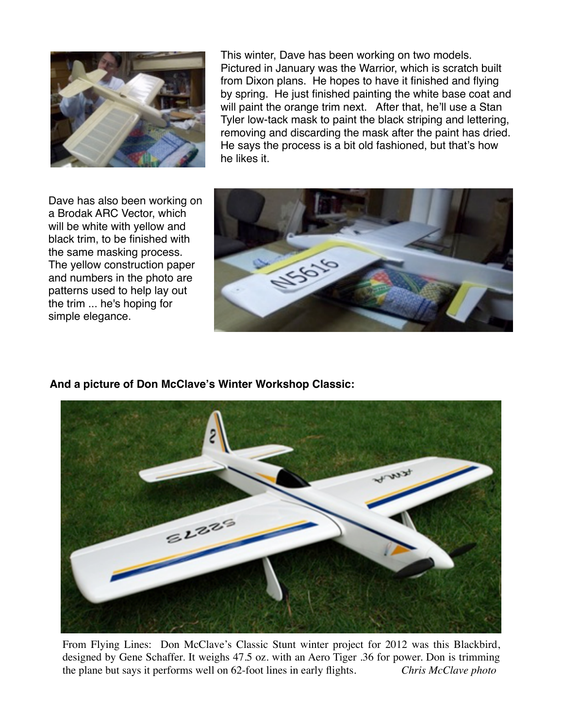This winter, Dave has been working on two models. Pictured in January was the Warrior, which is scratch built from Dixon plans. He hopes to have it finished and flying by spring. He just finished painting the white base coat and will paint the orange trim next. After that, he'll use a Stan Tyler low-tack mask to paint the black striping and lettering, removing and discarding the mask after the paint has dried. He says the process is a bit old fashioned, but that's how he likes it.

Dave has also been working on a Brodak ARC Vector, which will be white with yellow and black trim, to be finished with the same masking process. The yellow construction paper and numbers in the photo are patterns used to help lay out the trim ... he's hoping for simple elegance.

**And a picture of Don McClave's Winter Workshop Classic:**

From Flying Lines: Don McClave's Classic Stunt winter project for 2012 was this Blackbird, designed by Gene Schaffer. It weighs 47.5 oz. with an Aero Tiger .36 for power. Don is trimming the plane but says it performs well on 62-foot lines in early flights. *Chris McClave photo*